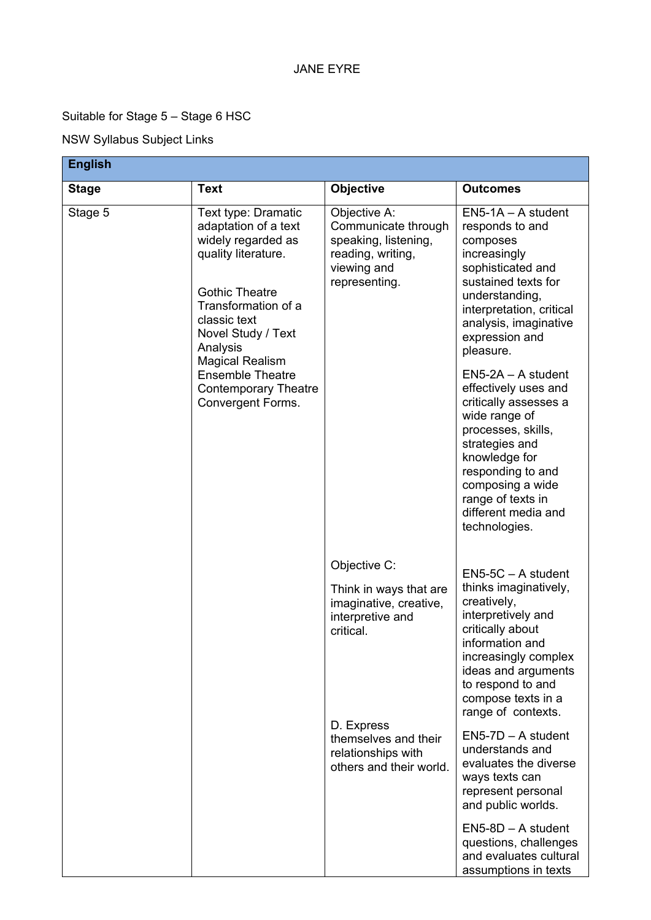# JANE EYRE

Suitable for Stage 5 – Stage 6 HSC

NSW Syllabus Subject Links

| English | | | |
|---|---|---|---|
| **Stage** | **Text** | **Objective** | **Outcomes** |
| Stage 5 | Text type: Dramatic adaptation of a text widely regarded as quality literature.<br><br>Gothic Theatre<br>Transformation of a classic text<br>Novel Study / Text Analysis<br>Magical Realism<br>Ensemble Theatre<br>Contemporary Theatre<br>Convergent Forms. | Objective A: Communicate through speaking, listening, reading, writing, viewing and representing. | EN5-1A – A student responds to and composes increasingly sophisticated and sustained texts for understanding, interpretation, critical analysis, imaginative expression and pleasure.<br><br>EN5-2A – A student effectively uses and critically assesses a wide range of processes, skills, strategies and knowledge for responding to and composing a wide range of texts in different media and technologies. |
| | | Objective C:<br><br>Think in ways that are imaginative, creative, interpretive and critical. | EN5-5C – A student thinks imaginatively, creatively, interpretively and critically about information and increasingly complex ideas and arguments to respond to and compose texts in a range of contexts. |
| | | D. Express themselves and their relationships with others and their world. | EN5-7D – A student understands and evaluates the diverse ways texts can represent personal and public worlds.<br><br>EN5-8D – A student questions, challenges and evaluates cultural assumptions in texts |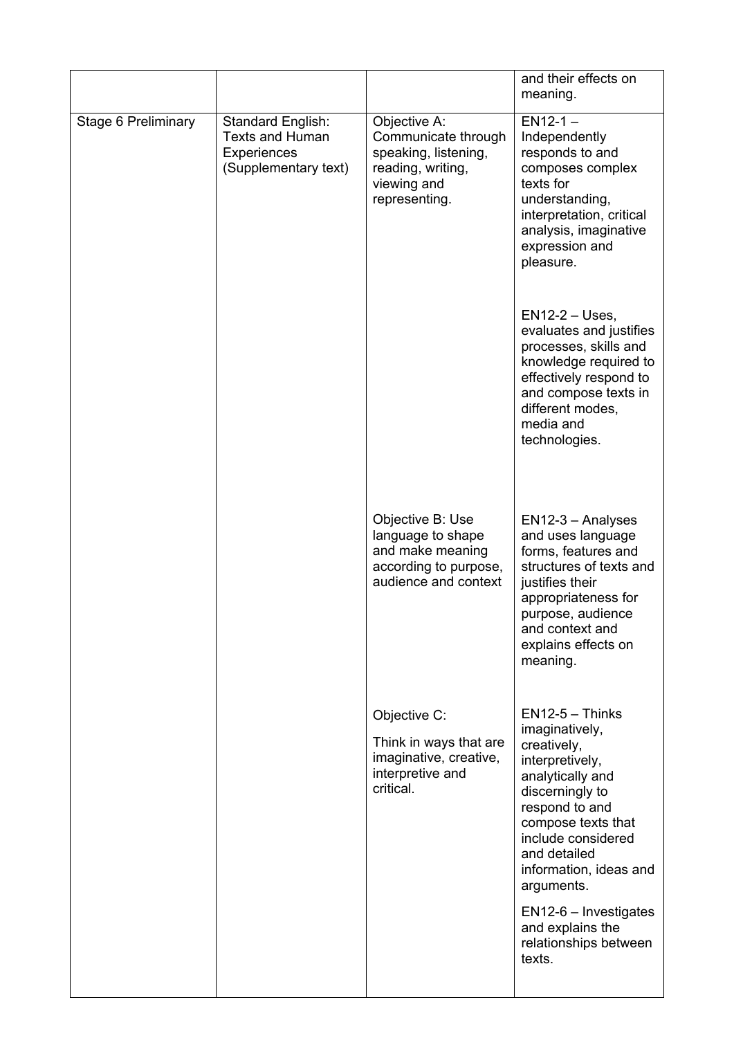| | | | |
|---|---|---|---|
| | | | and their effects on meaning. |
| Stage 6 Preliminary | Standard English: Texts and Human Experiences (Supplementary text) | Objective A: Communicate through speaking, listening, reading, writing, viewing and representing. | EN12-1 – Independently responds to and composes complex texts for understanding, interpretation, critical analysis, imaginative expression and pleasure.<br><br>EN12-2 – Uses, evaluates and justifies processes, skills and knowledge required to effectively respond to and compose texts in different modes, media and technologies. |
| | | Objective B: Use language to shape and make meaning according to purpose, audience and context | EN12-3 – Analyses and uses language forms, features and structures of texts and justifies their appropriateness for purpose, audience and context and explains effects on meaning. |
| | | Objective C:<br><br>Think in ways that are imaginative, creative, interpretive and critical. | EN12-5 – Thinks imaginatively, creatively, interpretively, analytically and discerningly to respond to and compose texts that include considered and detailed information, ideas and arguments.<br><br>EN12-6 – Investigates and explains the relationships between texts. |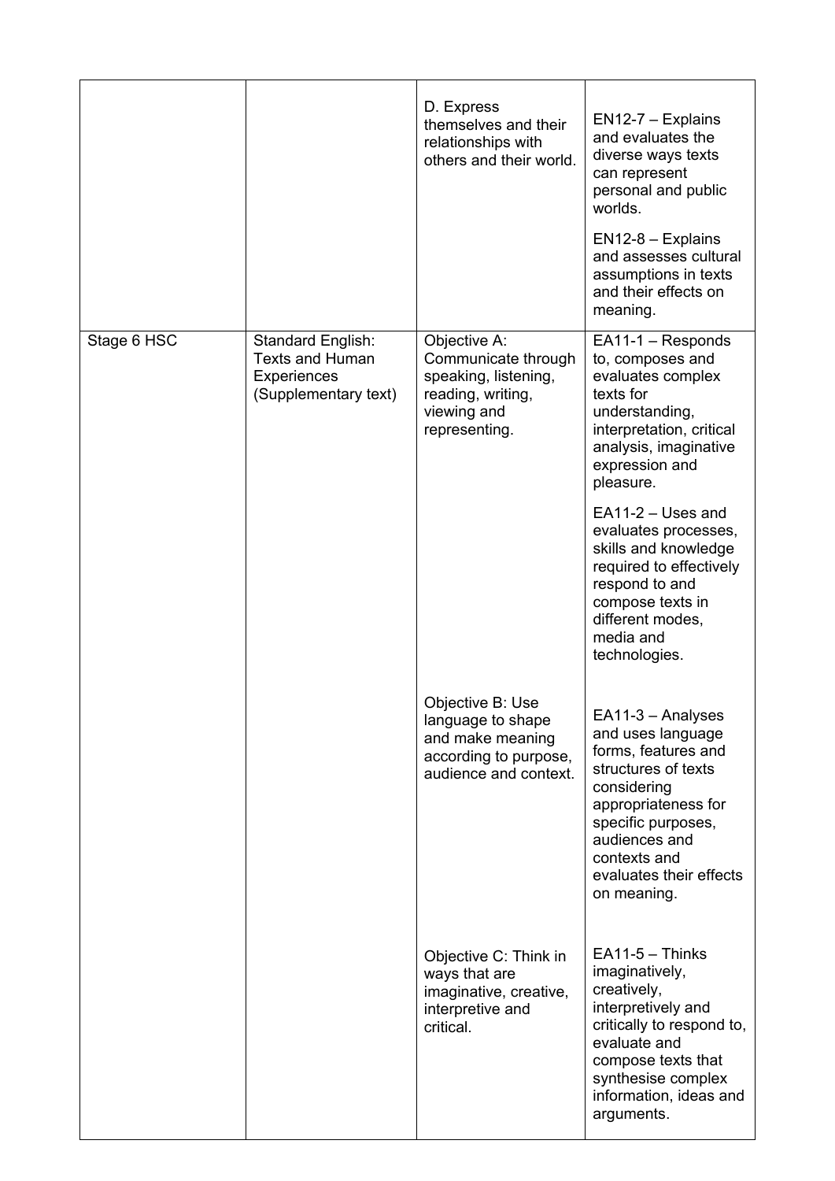| | | | |
|---|---|---|---|
| | | D. Express themselves and their relationships with others and their world. | EN12-7 – Explains and evaluates the diverse ways texts can represent personal and public worlds.<br><br>EN12-8 – Explains and assesses cultural assumptions in texts and their effects on meaning. |
| Stage 6 HSC | Standard English: Texts and Human Experiences (Supplementary text) | Objective A: Communicate through speaking, listening, reading, writing, viewing and representing. | EA11-1 – Responds to, composes and evaluates complex texts for understanding, interpretation, critical analysis, imaginative expression and pleasure.<br><br>EA11-2 – Uses and evaluates processes, skills and knowledge required to effectively respond to and compose texts in different modes, media and technologies. |
| | | Objective B: Use language to shape and make meaning according to purpose, audience and context. | EA11-3 – Analyses and uses language forms, features and structures of texts considering appropriateness for specific purposes, audiences and contexts and evaluates their effects on meaning. |
| | | Objective C: Think in ways that are imaginative, creative, interpretive and critical. | EA11-5 – Thinks imaginatively, creatively, interpretively and critically to respond to, evaluate and compose texts that synthesise complex information, ideas and arguments. |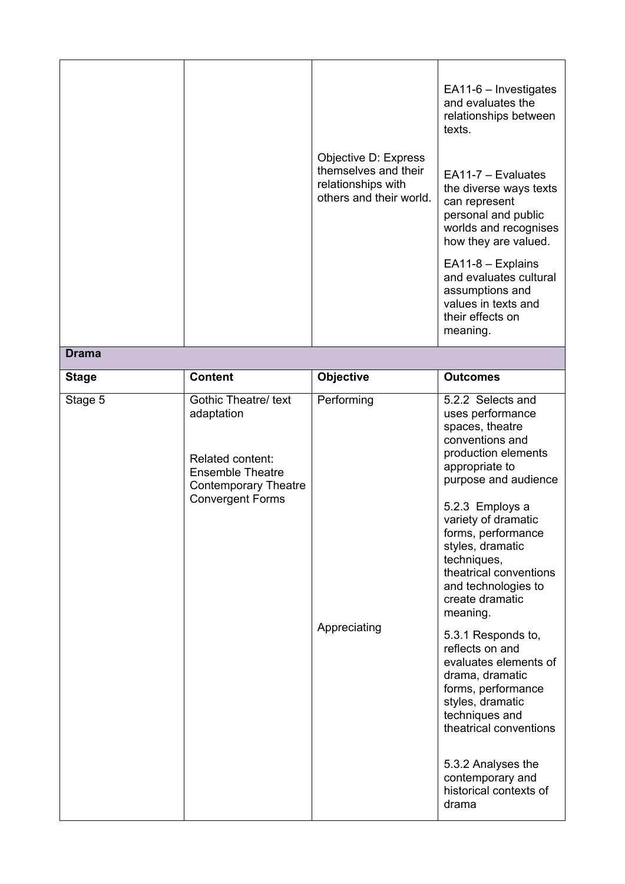| | | | |
|---|---|---|---|
| | | Objective D: Express themselves and their relationships with others and their world. | EA11-6 – Investigates and evaluates the relationships between texts.<br><br>EA11-7 – Evaluates the diverse ways texts can represent personal and public worlds and recognises how they are valued.<br><br>EA11-8 – Explains and evaluates cultural assumptions and values in texts and their effects on meaning. |

| **Drama** | | | |
|---|---|---|---|
| **Stage** | **Content** | **Objective** | **Outcomes** |
| Stage 5 | Gothic Theatre/ text adaptation<br><br>Related content:<br>Ensemble Theatre<br>Contemporary Theatre<br>Convergent Forms | Performing | 5.2.2 Selects and uses performance spaces, theatre conventions and production elements appropriate to purpose and audience<br><br>5.2.3 Employs a variety of dramatic forms, performance styles, dramatic techniques, theatrical conventions and technologies to create dramatic meaning. |
| | | Appreciating | 5.3.1 Responds to, reflects on and evaluates elements of drama, dramatic forms, performance styles, dramatic techniques and theatrical conventions<br><br>5.3.2 Analyses the contemporary and historical contexts of drama |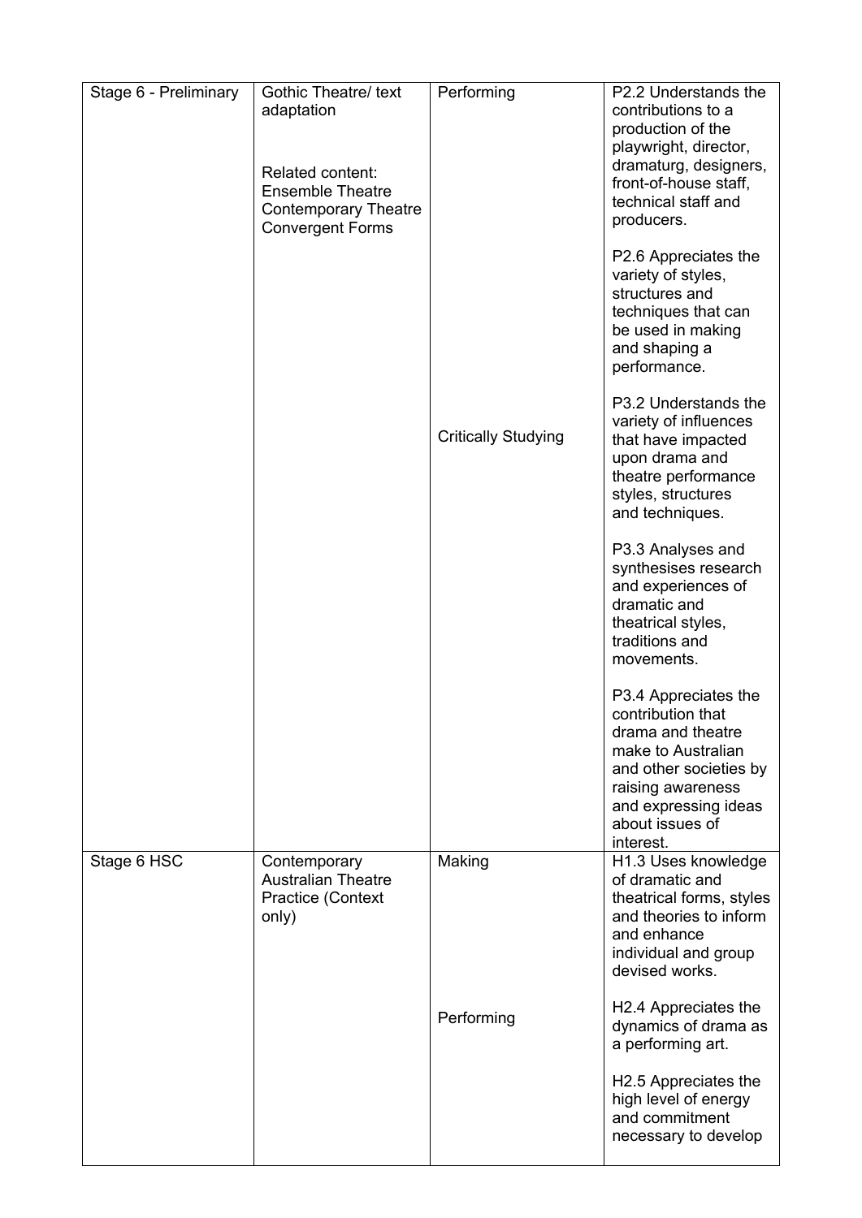| Stage 6 - Preliminary | Gothic Theatre/ text adaptation<br><br>Related content:<br>Ensemble Theatre<br>Contemporary Theatre<br>Convergent Forms | Performing | P2.2 Understands the contributions to a production of the playwright, director, dramaturg, designers, front-of-house staff, technical staff and producers.<br><br>P2.6 Appreciates the variety of styles, structures and techniques that can be used in making and shaping a performance. |
|---|---|---|---|
| | | Critically Studying | P3.2 Understands the variety of influences that have impacted upon drama and theatre performance styles, structures and techniques.<br><br>P3.3 Analyses and synthesises research and experiences of dramatic and theatrical styles, traditions and movements.<br><br>P3.4 Appreciates the contribution that drama and theatre make to Australian and other societies by raising awareness and expressing ideas about issues of interest. |
| Stage 6 HSC | Contemporary Australian Theatre Practice (Context only) | Making | H1.3 Uses knowledge of dramatic and theatrical forms, styles and theories to inform and enhance individual and group devised works. |
| | | Performing | H2.4 Appreciates the dynamics of drama as a performing art.<br><br>H2.5 Appreciates the high level of energy and commitment necessary to develop |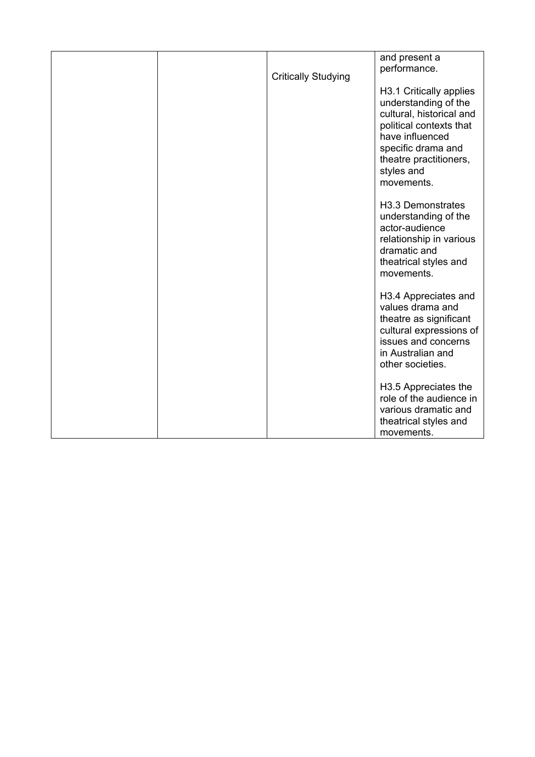| | | | |
|---|---|---|---|
| | | Critically Studying | and present a performance.<br><br>H3.1 Critically applies understanding of the cultural, historical and political contexts that have influenced specific drama and theatre practitioners, styles and movements.<br><br>H3.3 Demonstrates understanding of the actor-audience relationship in various dramatic and theatrical styles and movements.<br><br>H3.4 Appreciates and values drama and theatre as significant cultural expressions of issues and concerns in Australian and other societies.<br><br>H3.5 Appreciates the role of the audience in various dramatic and theatrical styles and movements. |